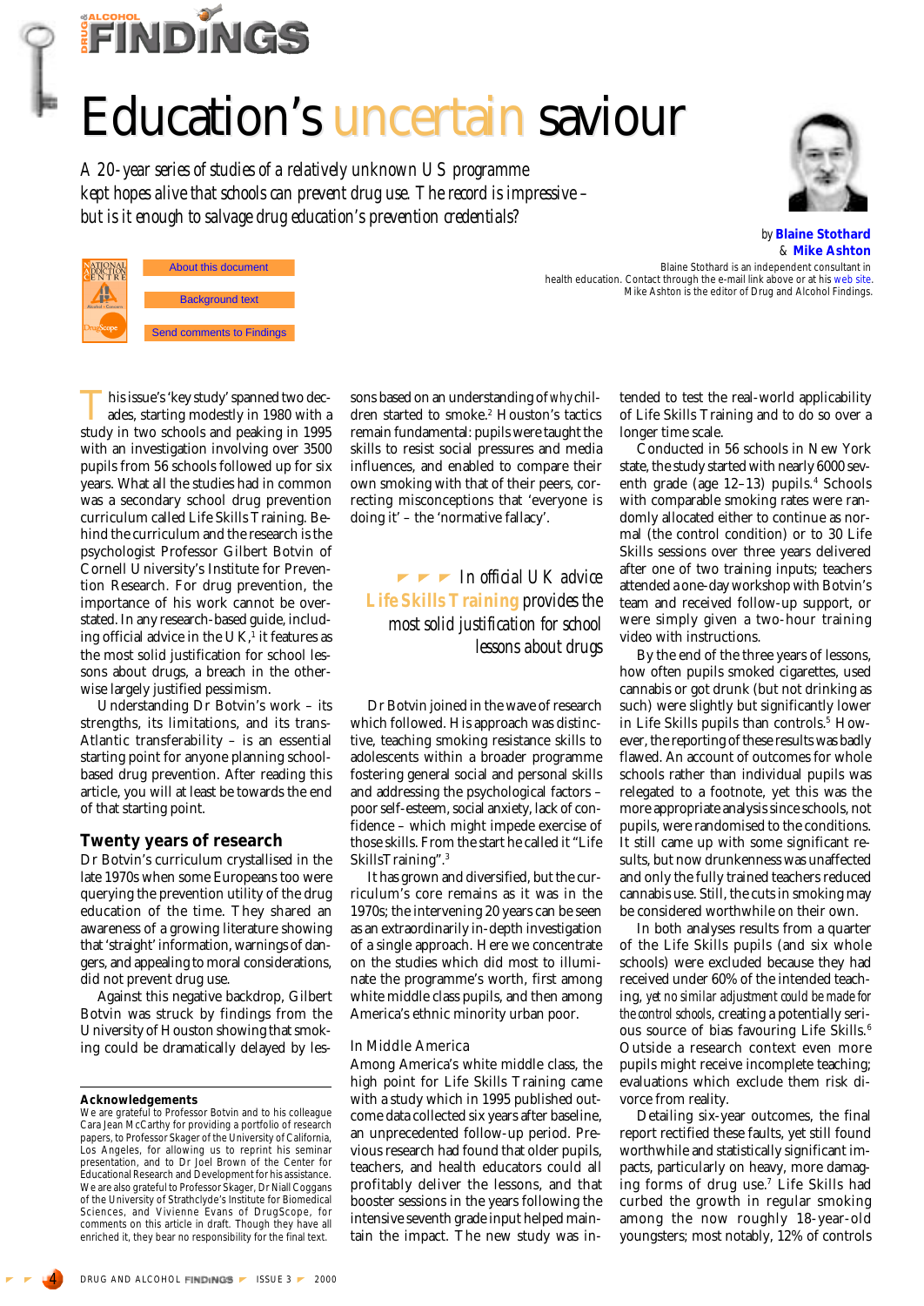# Education's uncertain saviour

*A 20-year series of studies of a relatively unknown US programme kept hopes alive that schools can prevent drug use. The record is impressive – but is it enough to salvage drug education's prevention credentials?*

by **Blaine Stothard** & **Mike Ashton**

Blaine Stothard is an independent consultant in health education. Contact through the e-mail link above or at his web site. Mike Ashton is the editor of Drug and Alcohol Findings.

About this document

Background text

Send comments to Findings

This issue's 'key study' spanned two decades, starting modestly in 1980 with a study in two schools and peaking in 1995 with an investigation involving over 3500 pupils from 56 schools followed up for six years. What all the studies had in common was a secondary school drug prevention curriculum called Life Skills Training. Behind the curriculum and the research is the psychologist Professor Gilbert Botvin of Cornell University's Institute for Prevention Research. For drug prevention, the importance of his work cannot be overstated. In any research-based guide, including official advice in the UK,[1] it features as the most solid justification for school lessons about drugs, a breach in the otherwise largely justified pessimism.

Understanding Dr Botvin's work – its strengths, its limitations, and its trans-Atlantic transferability – is an essential starting point for anyone planning school-based drug prevention. After reading this article, you will at least be towards the end of that starting point.

## Twenty years of research

Dr Botvin's curriculum crystallised in the late 1970s when some Europeans too were querying the prevention utility of the drug education of the time. They shared an awareness of a growing literature showing that 'straight' information, warnings of dangers, and appealing to moral considerations, did not prevent drug use.

Against this negative backdrop, Gilbert Botvin was struck by findings from the University of Houston showing that smoking could be dramatically delayed by lessons based on an understanding of *why* children started to smoke.[2] Houston's tactics remain fundamental: pupils were taught the skills to resist social pressures and media influences, and enabled to compare their own smoking with that of their peers, correcting misconceptions that 'everyone is doing it' – the 'normative fallacy'.

> In official UK advice **Life Skills Training** provides the most solid justification for school lessons about drugs

Dr Botvin joined in the wave of research which followed. His approach was distinctive, teaching smoking resistance skills to adolescents within a broader programme fostering general social and personal skills and addressing the psychological factors – poor self-esteem, social anxiety, lack of confidence – which might impede exercise of those skills. From the start he called it "Life SkillsTraining".[3]

It has grown and diversified, but the curriculum's core remains as it was in the 1970s; the intervening 20 years can be seen as an extraordinarily in-depth investigation of a single approach. Here we concentrate on the studies which did most to illuminate the programme's worth, first among white middle class pupils, and then among America's ethnic minority urban poor.

### In Middle America

Among America's white middle class, the high point for Life Skills Training came with a study which in 1995 published outcome data collected six years after baseline, an unprecedented follow-up period. Previous research had found that older pupils, teachers, and health educators could all profitably deliver the lessons, and that booster sessions in the years following the intensive seventh grade input helped maintain the impact. The new study was intended to test the real-world applicability of Life Skills Training and to do so over a longer time scale.

Conducted in 56 schools in New York state, the study started with nearly 6000 seventh grade (age 12–13) pupils.[4] Schools with comparable smoking rates were randomly allocated either to continue as normal (the control condition) or to 30 Life Skills sessions over three years delivered after one of two training inputs; teachers attended a one-day workshop with Botvin's team and received follow-up support, or were simply given a two-hour training video with instructions.

By the end of the three years of lessons, how often pupils smoked cigarettes, used cannabis or got drunk (but not drinking as such) were slightly but significantly lower in Life Skills pupils than controls.[5] However, the reporting of these results was badly flawed. An account of outcomes for whole schools rather than individual pupils was relegated to a footnote, yet this was the more appropriate analysis since schools, not pupils, were randomised to the conditions. It still came up with some significant results, but now drunkenness was unaffected and only the fully trained teachers reduced cannabis use. Still, the cuts in smoking may be considered worthwhile on their own.

In both analyses results from a quarter of the Life Skills pupils (and six whole schools) were excluded because they had received under 60% of the intended teaching, *yet no similar adjustment could be made for the control schools*, creating a potentially serious source of bias favouring Life Skills.[6] Outside a research context even more pupils might receive incomplete teaching; evaluations which exclude them risk divorce from reality.

Detailing six-year outcomes, the final report rectified these faults, yet still found worthwhile and statistically significant impacts, particularly on heavy, more damaging forms of drug use.[7] Life Skills had curbed the growth in regular smoking among the now roughly 18-year-old youngsters; most notably, 12% of controls

---

**Acknowledgements**

We are grateful to Professor Botvin and to his colleague Cara Jean McCarthy for providing a portfolio of research papers, to Professor Skager of the University of California, Los Angeles, for allowing us to reprint his seminar presentation, and to Dr Joel Brown of the Center for Educational Research and Development for his assistance. We are also grateful to Professor Skager, Dr Niall Coggans of the University of Strathclyde's Institute for Biomedical Sciences, and Vivienne Evans of DrugScope, for comments on this article in draft. Though they have all enriched it, they bear no responsibility for the final text.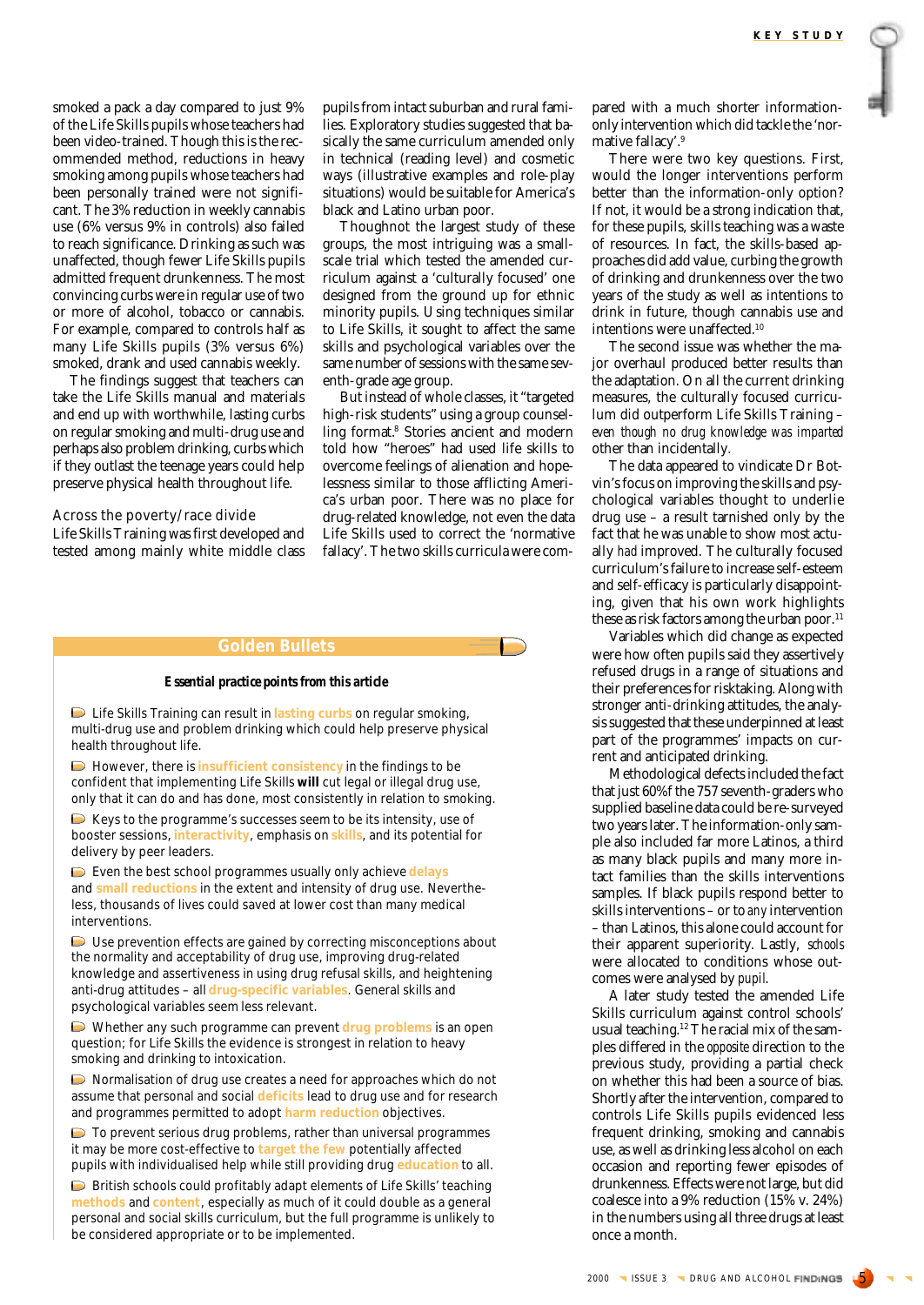smoked a pack a day compared to just 9% of the Life Skills pupils whose teachers had been video-trained. Though this is the recommended method, reductions in heavy smoking among pupils whose teachers had been personally trained were not significant. The 3% reduction in weekly cannabis use (6% versus 9% in controls) also failed to reach significance. Drinking as such was unaffected, though fewer Life Skills pupils admitted frequent drunkenness. The most convincing curbs were in regular use of two or more of alcohol, tobacco or cannabis. For example, compared to controls half as many Life Skills pupils (3% versus 6%) smoked, drank and used cannabis weekly.

The findings suggest that teachers can take the Life Skills manual and materials and end up with worthwhile, lasting curbs on regular smoking and multi-drug use and perhaps also problem drinking, curbs which if they outlast the teenage years could help preserve physical health throughout life.

## Across the poverty/race divide

Life Skills Training was first developed and tested among mainly white middle class pupils from intact suburban and rural families. Exploratory studies suggested that basically the same curriculum amended only in technical (reading level) and cosmetic ways (illustrative examples and role-play situations) would be suitable for America's black and Latino urban poor.

Thoughnot the largest study of these groups, the most intriguing was a small-scale trial which tested the amended curriculum against a 'culturally focused' one designed from the ground up for ethnic minority pupils. Using techniques similar to Life Skills, it sought to affect the same skills and psychological variables over the same number of sessions with the same seventh-grade age group.

But instead of whole classes, it "targeted high-risk students" using a group counselling format.[8] Stories ancient and modern told how "heroes" had used life skills to overcome feelings of alienation and hopelessness similar to those afflicting America's urban poor. There was no place for drug-related knowledge, not even the data Life Skills used to correct the 'normative fallacy'. The two skills curricula were compared with a much shorter information-only intervention which did tackle the 'normative fallacy'.[9]

There were two key questions. First, would the longer interventions perform better than the information-only option? If not, it would be a strong indication that, for these pupils, skills teaching was a waste of resources. In fact, the skills-based approaches did add value, curbing the growth of drinking and drunkenness over the two years of the study as well as intentions to drink in future, though cannabis use and intentions were unaffected.[10]

The second issue was whether the major overhaul produced better results than the adaptation. On all the current drinking measures, the culturally focused curriculum did outperform Life Skills Training – *even though no drug knowledge was imparted* other than incidentally.

The data appeared to vindicate Dr Botvin's focus on improving the skills and psychological variables thought to underlie drug use – a result tarnished only by the fact that he was unable to show most actually *had* improved. The culturally focused curriculum's failure to increase self-esteem and self-efficacy is particularly disappointing, given that his own work highlights these as risk factors among the urban poor.[11]

Variables which did change as expected were how often pupils said they assertively refused drugs in a range of situations and their preferences for risktaking. Along with stronger anti-drinking attitudes, the analysis suggested that these underpinned at least part of the programmes' impacts on current and anticipated drinking.

Methodological defects included the fact that just 60% of the 757 seventh-graders who supplied baseline data could be re-surveyed two years later. The information-only sample also included far more Latinos, a third as many black pupils and many more intact families than the skills interventions samples. If black pupils respond better to skills interventions – or to *any* intervention – than Latinos, this alone could account for their apparent superiority. Lastly, *schools* were allocated to conditions whose outcomes were analysed by *pupil*.

A later study tested the amended Life Skills curriculum against control schools' usual teaching.[12] The racial mix of the samples differed in the *opposite* direction to the previous study, providing a partial check on whether this had been a source of bias. Shortly after the intervention, compared to controls Life Skills pupils evidenced less frequent drinking, smoking and cannabis use, as well as drinking less alcohol on each occasion and reporting fewer episodes of drunkenness. Effects were not large, but did coalesce into a 9% reduction (15% v. 24%) in the numbers using all three drugs at least once a month.

## Golden Bullets

**Essential practice points from this article**

- Life Skills Training can result in **lasting curbs** on regular smoking, multi-drug use and problem drinking which could help preserve physical health throughout life.
- However, there is **insufficient consistency** in the findings to be confident that implementing Life Skills **will** cut legal or illegal drug use, only that it can do and has done, most consistently in relation to smoking.
- Keys to the programme's successes seem to be its intensity, use of booster sessions, **interactivity**, emphasis on **skills**, and its potential for delivery by peer leaders.
- Even the best school programmes usually only achieve **delays** and **small reductions** in the extent and intensity of drug use. Nevertheless, thousands of lives could saved at lower cost than many medical interventions.
- Use prevention effects are gained by correcting misconceptions about the normality and acceptability of drug use, improving drug-related knowledge and assertiveness in using drug refusal skills, and heightening anti-drug attitudes – all **drug-specific variables**. General skills and psychological variables seem less relevant.
- Whether any such programme can prevent **drug problems** is an open question; for Life Skills the evidence is strongest in relation to heavy smoking and drinking to intoxication.
- Normalisation of drug use creates a need for approaches which do not assume that personal and social **deficits** lead to drug use and for research and programmes permitted to adopt **harm reduction** objectives.
- To prevent serious drug problems, rather than universal programmes it may be more cost-effective to **target the few** potentially affected pupils with individualised help while still providing drug **education** to all.
- British schools could profitably adapt elements of Life Skills' teaching **methods** and **content**, especially as much of it could double as a general personal and social skills curriculum, but the full programme is unlikely to be considered appropriate or to be implemented.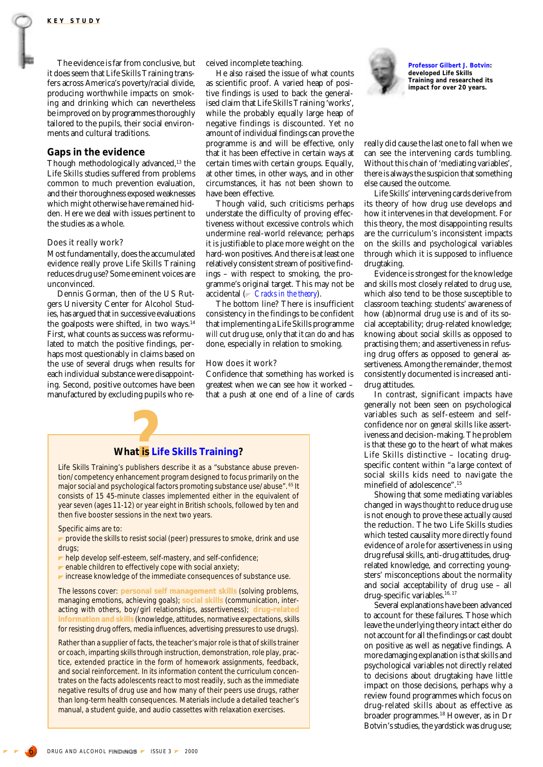The evidence is far from conclusive, but it does seem that Life Skills Training transfers across America's poverty/racial divide, producing worthwhile impacts on smoking and drinking which can nevertheless be improved on by programmes thoroughly tailored to the pupils, their social environments and cultural traditions.

## Gaps in the evidence

Though methodologically advanced,[13] the Life Skills studies suffered from problems common to much prevention evaluation, and their thoroughness exposed weaknesses which might otherwise have remained hidden. Here we deal with issues pertinent to the studies as a whole.

### Does it really work?

Most fundamentally, does the accumulated evidence really prove Life Skills Training reduces drug use? Some eminent voices are unconvinced.

Dennis Gorman, then of the US Rutgers University Center for Alcohol Studies, has argued that in successive evaluations the goalposts were shifted, in two ways.[14] First, what counts as success was reformulated to match the positive findings, perhaps most questionably in claims based on the use of several drugs when results for each individual substance were disappointing. Second, positive outcomes have been manufactured by excluding pupils who received incomplete teaching.

He also raised the issue of what counts as scientific proof. A varied heap of positive findings is used to back the generalised claim that Life Skills Training 'works', while the probably equally large heap of negative findings is discounted. Yet no amount of individual findings can prove the programme is and will be effective, only that it *has* been effective in certain ways at certain times with certain groups. Equally, at other times, in other ways, and in other circumstances, it has *not* been shown to have been effective.

Though valid, such criticisms perhaps understate the difficulty of proving effectiveness without excessive controls which undermine real-world relevance; perhaps it is justifiable to place more weight on the hard-won positives. And there is at least one relatively consistent stream of positive findings – with respect to smoking, the programme's original target. This may not be accidental (*Cracks in the theory*).

The bottom line? There is insufficient consistency in the findings to be confident that implementing a Life Skills programme *will* cut drug use, only that it *can* do and has done, especially in relation to smoking.

### How does it work?

Confidence that something *has* worked is greatest when we can see *how* it worked – that a push at one end of a line of cards really did cause the last one to fall when we can see the intervening cards tumbling. Without this chain of 'mediating variables', there is always the suspicion that something else caused the outcome.

Life Skills' intervening cards derive from its theory of how drug use develops and how it intervenes in that development. For this theory, the most disappointing results are the curriculum's inconsistent impacts on the skills and psychological variables through which it is supposed to influence drugtaking.

Evidence is strongest for the knowledge and skills most closely related to drug use, which also tend to be those susceptible to classroom teaching: students' awareness of how (ab)normal drug use is and of its social acceptability; drug-related knowledge; knowing about social skills as opposed to practising them; and assertiveness in refusing drug offers as opposed to general assertiveness. Among the remainder, the most consistently documented is increased anti-drug attitudes.

In contrast, significant impacts have generally not been seen on psychological variables such as self-esteem and self-confidence nor on *general* skills like assertiveness and decision-making. The problem is that these go to the heart of what makes Life Skills distinctive – locating drug-specific content within "a large context of social skills kids need to navigate the minefield of adolescence".[15]

Showing that some mediating variables changed in ways *thought* to reduce drug use is not enough to prove these actually *caused* the reduction. The two Life Skills studies which tested causality more directly found evidence of a role for assertiveness in using drug refusal skills, anti-drug attitudes, drug-related knowledge, and correcting youngsters' misconceptions about the normality and social acceptability of drug use – all drug-specific variables.[16,17]

Several explanations have been advanced to account for these failures. Those which leave the underlying theory intact either do not account for all the findings or cast doubt on positive as well as negative findings. A more damaging explanation is that skills and psychological variables not directly related to decisions about drugtaking have little impact on those decisions, perhaps why a review found programmes which focus on drug-related skills about as effective as broader programmes.[18] However, as in Dr Botvin's studies, the yardstick was drug use;

**Professor Gilbert J. Botvin: developed Life Skills Training and researched its impact for over 20 years.**

---

### What is Life Skills Training?

Life Skills Training's publishers describe it as a "substance abuse prevention/competency enhancement program designed to focus primarily on the major social and psychological factors promoting substance use/abuse".[65] It consists of 15 45-minute classes implemented either in the equivalent of year seven (ages 11-12) or year eight in British schools, followed by ten and then five booster sessions in the next two years.

Specific aims are to:

- provide the skills to resist social (peer) pressures to smoke, drink and use drugs;
- help develop self-esteem, self-mastery, and self-confidence;
- enable children to effectively cope with social anxiety;
- increase knowledge of the immediate consequences of substance use.

The lessons cover: **personal self management skills** (solving problems, managing emotions, achieving goals); **social skills** (communication, interacting with others, boy/girl relationships, assertiveness); **drug-related information and skills** (knowledge, attitudes, normative expectations, skills for resisting drug offers, media influences, advertising pressures to use drugs).

Rather than a supplier of facts, the teacher's major role is that of skills trainer or coach, imparting skills through instruction, demonstration, role play, practice, extended practice in the form of homework assignments, feedback, and social reinforcement. In its information content the curriculum concentrates on the facts adolescents react to most readily, such as the immediate negative results of drug use and how many of their peers use drugs, rather than long-term health consequences. Materials include a detailed teacher's manual, a student guide, and audio cassettes with relaxation exercises.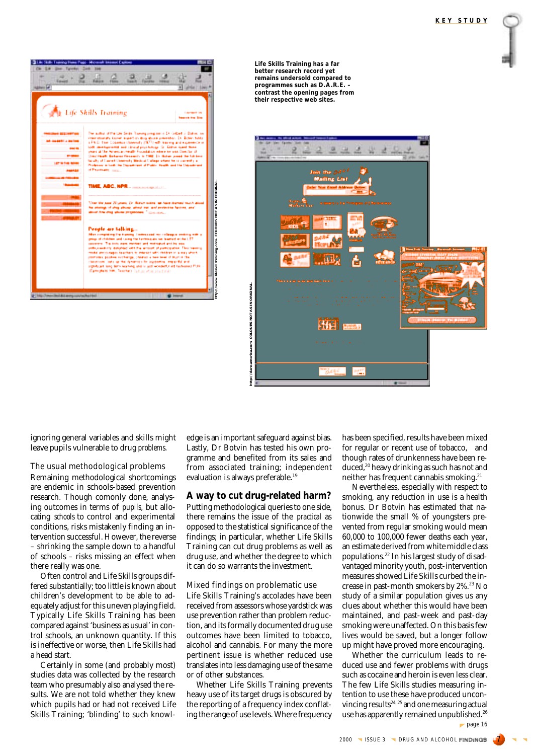Life Skills Training has a far better research record yet remains undersold compared to programmes such as D.A.R.E. – contrast the opening pages from their respective web sites.

ignoring general variables and skills might leave pupils vulnerable to drug *problems*.

### The usual methodological problems

Remaining methodological shortcomings are endemic in schools-based prevention research. Though comonly done, analysing outcomes in terms of *pupils*, but allocating *schools* to control and experimental conditions, risks mistakenly finding an intervention successful. However, the reverse – shrinking the sample down to a handful of schools – risks missing an effect when there really was one.

Often control and Life Skills groups differed substantially; too little is known about children's development to be able to adequately adjust for this uneven playing field. Typically Life Skills Training has been compared against 'business as usual' in control schools, an unknown quantity. If this is ineffective or worse, then Life Skills had a head start.

Certainly in some (and probably most) studies data was collected by the research team who presumably also analysed the results. We are not told whether they knew which pupils had or had not received Life Skills Training; 'blinding' to such knowledge is an important safeguard against bias. Lastly, Dr Botvin has tested his own programme and benefited from its sales and from associated training; independent evaluation is always preferable.[19]

## A way to cut drug-related harm?

Putting methodological queries to one side, there remains the issue of the *practical* as opposed to the statistical significance of the findings; in particular, whether Life Skills Training can cut drug problems as well as drug use, and whether the degree to which it can do so warrants the investment.

### Mixed findings on problematic use

Life Skills Training's accolades have been received from assessors whose yardstick was use prevention rather than problem reduction, and its formally documented drug use outcomes have been limited to tobacco, alcohol and cannabis. For many the more pertinent issue is whether reduced use translates into less damaging use of the same or of other substances.

Whether Life Skills Training prevents heavy use of its target drugs is obscured by the reporting of a frequency index conflating the range of use levels. Where frequency has been specified, results have been mixed for regular or recent use of tobacco, and though rates of drunkenness have been reduced,[20] heavy drinking as such has not and neither has frequent cannabis smoking.[21]

Nevertheless, especially with respect to smoking, any reduction in use is a health bonus. Dr Botvin has estimated that nationwide the small % of youngsters prevented from regular smoking would mean 60,000 to 100,000 fewer deaths each year, an estimate derived from white middle class populations.[22] In his largest study of disadvantaged minority youth, post-intervention measures showed Life Skills curbed the increase in past-month smokers by 2%.[23] No study of a similar population gives us any clues about whether this would have been maintained, and past-week and past-day smoking were unaffected. On this basis few lives would be saved, but a longer follow up might have proved more encouraging.

Whether the curriculum leads to reduced use and fewer problems with drugs such as cocaine and heroin is even less clear. The few Life Skills studies measuring intention to use these have produced unconvincing results[24,25] and one measuring actual use has apparently remained unpublished.[26]

page 16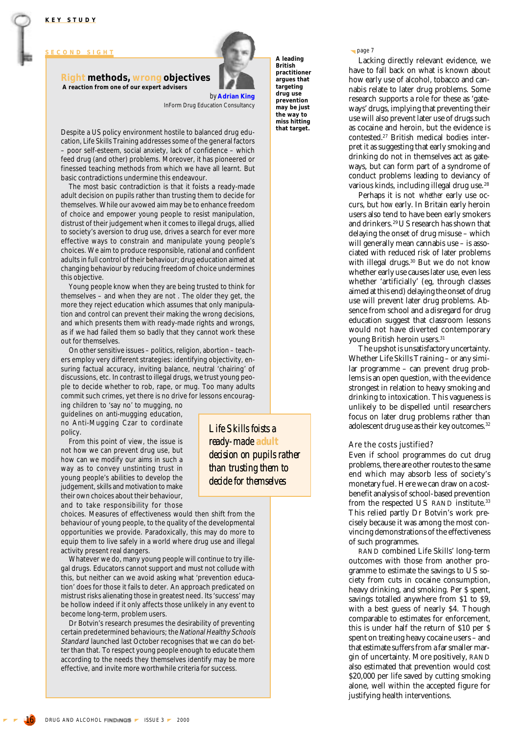KEY STUDY

SECOND SIGHT

## Right methods, wrong objectives

**A reaction from one of our expert advisers**

by **Adrian King**
InForm Drug Education Consultancy

**A leading British practitioner argues that targeting drug use prevention may be just the way to miss hitting that target.**

Despite a US policy environment hostile to balanced drug education, Life Skills Training addresses some of the general factors – poor self-esteem, social anxiety, lack of confidence – which feed drug (and other) problems. Moreover, it has pioneered or finessed teaching methods from which we have all learnt. But basic contradictions undermine this endeavour.

The most basic contradiction is that it foists a ready-made adult decision on pupils rather than trusting them to decide for themselves. While our avowed aim may be to enhance freedom of choice and empower young people to resist manipulation, distrust of their judgement when it comes to illegal drugs, allied to society's aversion to drug use, drives a search for ever more effective ways to constrain and manipulate young people's choices. We aim to produce responsible, rational and confident adults in full control of their behaviour; drug education aimed at changing behaviour by reducing freedom of choice undermines this objective.

Young people know when they are being trusted to think for themselves – and when they are not. The older they get, the more they reject education which assumes that only manipulation and control can prevent their making the wrong decisions, and which presents them with ready-made rights and wrongs, as if we had failed them so badly that they cannot work these out for themselves.

On other sensitive issues – politics, religion, abortion – teachers employ very different strategies: identifying objectivity, ensuring factual accuracy, inviting balance, neutral 'chairing' of discussions, etc. In contrast to illegal drugs, we trust young people to decide whether to rob, rape, or mug. Too many adults commit such crimes, yet there is no drive for lessons encouraging children to 'say no' to mugging, no guidelines on anti-mugging education, no Anti-Mugging Czar to cordinate policy.

> Life Skills foists a ready-made adult decision on pupils rather than trusting them to decide for themselves

From this point of view, the issue is not how we can prevent drug use, but how can we modify our aims in such a way as to convey unstinting trust in young people's abilities to develop the judgement, skills and motivation to make their own choices about their behaviour, and to take responsibility for those choices. Measures of effectiveness would then shift from the behaviour of young people, to the quality of the developmental opportunities we provide. Paradoxically, this may do more to equip them to live safely in a world where drug use and illegal activity present real dangers.

Whatever we do, many young people will continue to try illegal drugs. Educators cannot support and must not collude with this, but neither can we avoid asking what 'prevention education' does for those it fails to deter. An approach predicated on mistrust risks alienating those in greatest need. Its 'success' may be hollow indeed if it only affects those unlikely in any event to become long-term, problem users.

Dr Botvin's research presumes the desirability of preventing certain predetermined behaviours; the *National Healthy Schools Standard* launched last October recognises that we can do better than that. To respect young people enough to educate them according to the needs they themselves identify may be more effective, and invite more worthwhile criteria for success.

page 7

Lacking directly relevant evidence, we have to fall back on what is known about how early use of alcohol, tobacco and cannabis relate to later drug problems. Some research supports a role for these as 'gateways' drugs, implying that preventing their use will also prevent later use of drugs such as cocaine and heroin, but the evidence is contested.[27] British medical bodies interpret it as suggesting that early smoking and drinking do not in themselves act as gateways, but can form part of a syndrome of conduct problems leading to deviancy of various kinds, including illegal drug use.[28]

Perhaps it is not *whether* early use occurs, but *how* early. In Britain early heroin users also tend to have been early smokers and drinkers.[29] US research has shown that delaying the onset of drug misuse – which will generally mean cannabis use – is associated with reduced risk of later problems with illegal drugs.[30] But we do not know whether early use causes later use, even less whether 'artificially' (eg, through classes aimed at this end) delaying the onset of drug use will prevent later drug problems. Absence from school and a disregard for drug education suggest that classroom lessons would not have diverted contemporary young British heroin users.[31]

The upshot is unsatisfactory uncertainty. Whether Life Skills Training – or any similar programme – can prevent drug problems is an open question, with the evidence strongest in relation to heavy smoking and drinking to intoxication. This vagueness is unlikely to be dispelled until researchers focus on later drug problems rather than adolescent drug use as their key outcomes.[32]

### Are the costs justified?

Even if school programmes do cut drug problems, there are other routes to the same end which may absorb less of society's monetary fuel. Here we can draw on a cost-benefit analysis of school-based prevention from the respected US RAND institute.[33] This relied partly Dr Botvin's work precisely because it was among the most convincing demonstrations of the effectiveness of such programmes.

RAND combined Life Skills' long-term outcomes with those from another programme to estimate the savings to US society from cuts in cocaine consumption, heavy drinking, and smoking. Per $ spent, savings totalled anywhere from $1 to $9, with a best guess of nearly $4. Though comparable to estimates for enforcement, this is under half the return of $10 per $ spent on treating heavy cocaine users – and that estimate suffers from a far smaller margin of uncertainty. More positively, RAND also estimated that prevention would cost $20,000 per life saved by cutting smoking alone, well within the accepted figure for justifying health interventions.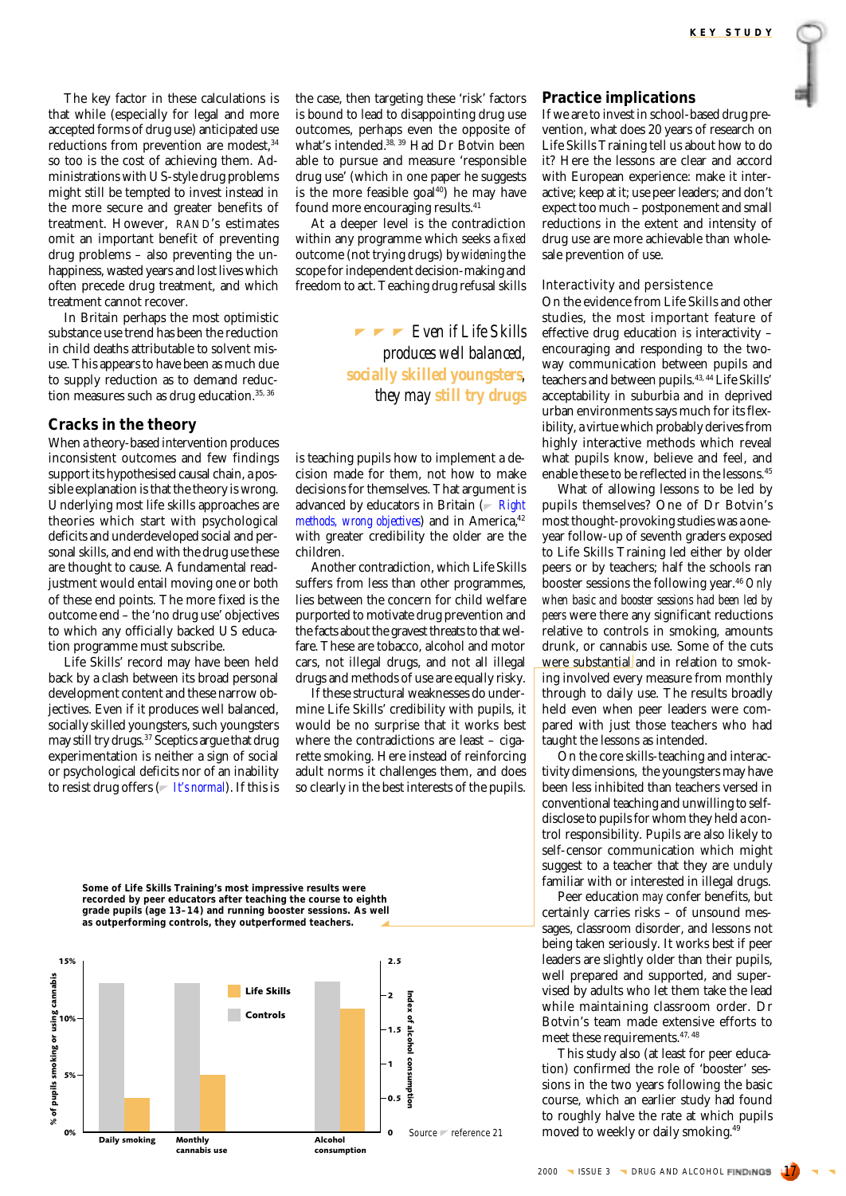The key factor in these calculations is that while (especially for legal and more accepted forms of drug use) anticipated use reductions from prevention are modest,[34] so too is the cost of achieving them. Administrations with US-style drug problems might still be tempted to invest instead in the more secure and greater benefits of treatment. However, RAND's estimates omit an important benefit of preventing drug problems – also preventing the unhappiness, wasted years and lost lives which often precede drug treatment, and which treatment cannot recover.

In Britain perhaps the most optimistic substance use trend has been the reduction in child deaths attributable to solvent misuse. This appears to have been as much due to supply reduction as to demand reduction measures such as drug education.[35, 36]

## Cracks in the theory

When a theory-based intervention produces inconsistent outcomes and few findings support its hypothesised causal chain, a possible explanation is that the theory is wrong. Underlying most life skills approaches are theories which start with psychological deficits and underdeveloped social and personal skills, and end with the drug use these are thought to cause. A fundamental readjustment would entail moving one or both of these end points. The more fixed is the outcome end – the 'no drug use' objectives to which any officially backed US education programme must subscribe.

Life Skills' record may have been held back by a clash between its broad personal development content and these narrow objectives. Even if it produces well balanced, socially skilled youngsters, such youngsters may still try drugs.[37] Sceptics argue that drug experimentation is neither a sign of social or psychological deficits nor of an inability to resist drug offers (It's normal). If this is the case, then targeting these 'risk' factors is bound to lead to disappointing drug use outcomes, perhaps even the opposite of what's intended.[38, 39] Had Dr Botvin been able to pursue and measure 'responsible drug use' (which in one paper he suggests is the more feasible goal[40]) he may have found more encouraging results.[41]

At a deeper level is the contradiction within any programme which seeks a *fixed* outcome (not trying drugs) by *widening* the scope for independent decision-making and freedom to act. Teaching drug refusal skills is teaching pupils how to implement a decision made for them, not how to make decisions for themselves. That argument is advanced by educators in Britain (*Right methods, wrong objectives*) and in America,[42] with greater credibility the older are the children.

> Even if Life Skills produces well balanced, socially skilled youngsters, they may still try drugs

Another contradiction, which Life Skills suffers from less than other programmes, lies between the concern for child welfare purported to motivate drug prevention and the facts about the gravest threats to that welfare. These are tobacco, alcohol and motor cars, not illegal drugs, and not all illegal drugs and methods of use are equally risky.

If these structural weaknesses do undermine Life Skills' credibility with pupils, it would be no surprise that it works best where the contradictions are least – cigarette smoking. Here instead of reinforcing adult norms it challenges them, and does so clearly in the best interests of the pupils.

**Some of Life Skills Training's most impressive results were recorded by peer educators after teaching the course to eighth grade pupils (age 13–14) and running booster sessions. As well as outperforming controls, they outperformed teachers.**

| | Life Skills | Controls |
|---|---|---|
| Daily smoking (% of pupils) | ~3% | ~13% |
| Monthly cannabis use (% of pupils) | ~5% | ~13% |
| Alcohol consumption (index) | ~1.8 | ~2.2 |

Source: reference 21

## Practice implications

If we are to invest in school-based drug prevention, what does 20 years of research on Life Skills Training tell us about how to do it? Here the lessons are clear and accord with European experience: make it interactive; keep at it; use peer leaders; and don't expect too much – postponement and small reductions in the extent and intensity of drug use are more achievable than wholesale prevention of use.

### Interactivity and persistence

On the evidence from Life Skills and other studies, the most important feature of effective drug education is interactivity – encouraging and responding to the two-way communication between pupils and teachers and between pupils.[43, 44] Life Skills' acceptability in suburbia and in deprived urban environments says much for its flexibility, a virtue which probably derives from highly interactive methods which reveal what pupils know, believe and feel, and enable these to be reflected in the lessons.[45]

What of allowing lessons to be led by pupils themselves? One of Dr Botvin's most thought-provoking studies was a one-year follow-up of seventh graders exposed to Life Skills Training led either by older peers or by teachers; half the schools ran booster sessions the following year.[46] *Only when basic and booster sessions had been led by peers* were there any significant reductions relative to controls in smoking, amounts drunk, or cannabis use. Some of the cuts were substantial and in relation to smoking involved every measure from monthly through to daily use. The results broadly held even when peer leaders were compared with just those teachers who had taught the lessons as intended.

On the core skills-teaching and interactivity dimensions, the youngsters may have been less inhibited than teachers versed in conventional teaching and unwilling to self-disclose to pupils for whom they held a control responsibility. Pupils are also likely to self-censor communication which might suggest to a teacher that they are unduly familiar with or interested in illegal drugs.

Peer education *may* confer benefits, but certainly carries risks – of unsound messages, classroom disorder, and lessons not being taken seriously. It works best if peer leaders are slightly older than their pupils, well prepared and supported, and supervised by adults who let them take the lead while maintaining classroom order. Dr Botvin's team made extensive efforts to meet these requirements.[47, 48]

This study also (at least for peer education) confirmed the role of 'booster' sessions in the two years following the basic course, which an earlier study had found to roughly halve the rate at which pupils moved to weekly or daily smoking.[49]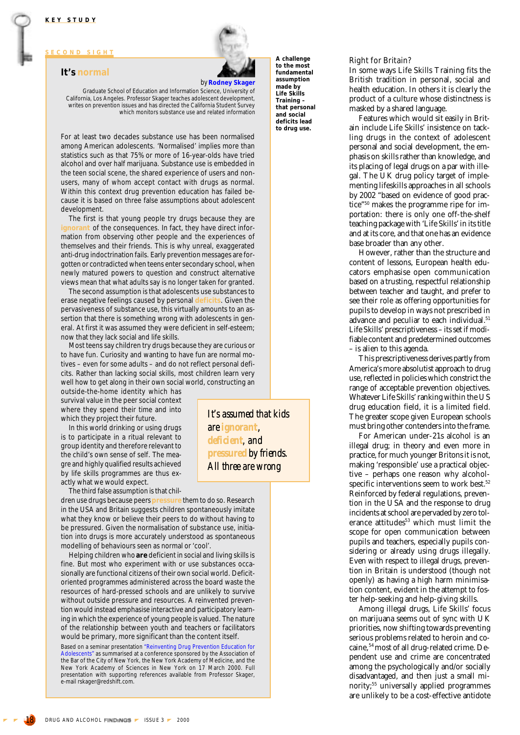KEY STUDY

SECOND SIGHT

## It's normal

by **Rodney Skager**

Graduate School of Education and Information Science, University of California, Los Angeles. Professor Skager teaches adolescent development, writes on prevention issues and has directed the California Student Survey which monitors substance use and related information

For at least two decades substance use has been normalised among American adolescents. 'Normalised' implies more than statistics such as that 75% or more of 16-year-olds have tried alcohol and over half marijuana. Substance use is embedded in the teen social scene, the shared experience of users and non-users, many of whom accept contact with drugs as normal. Within this context drug prevention education has failed because it is based on three false assumptions about adolescent development.

The first is that young people try drugs because they are ignorant of the consequences. In fact, they have direct information from observing other people and the experiences of themselves and their friends. This is why unreal, exaggerated anti-drug indoctrination fails. Early prevention messages are forgotten or contradicted when teens enter secondary school, when newly matured powers to question and construct alternative views mean that what adults say is no longer taken for granted.

The second assumption is that adolescents use substances to erase negative feelings caused by personal deficits. Given the pervasiveness of substance use, this virtually amounts to an assertion that there is something wrong with adolescents in general. At first it was assumed they were deficient in self-esteem; now that they lack social and life skills.

Most teens say children try drugs because they are curious or to have fun. Curiosity and wanting to have fun are normal motives – even for some adults – and do not reflect personal deficits. Rather than lacking social skills, most children learn very well how to get along in their own social world, constructing an outside-the-home identity which has survival value in the peer social context where they spend their time and into which they project their future.

In this world drinking or using drugs is to participate in a ritual relevant to group identity and therefore relevant to the child's own sense of self. The meagre and highly qualified results achieved by life skills programmes are thus exactly what we would expect.

> It's assumed that kids are ignorant, deficient, and pressured by friends. All three are wrong

The third false assumption is that children use drugs because peers pressure them to do so. Research in the USA and Britain suggests children spontaneously imitate what they know or believe their peers to do without having to be pressured. Given the normalisation of substance use, initiation into drugs is more accurately understood as spontaneous modelling of behaviours seen as normal or 'cool'.

Helping children who **are** deficient in social and living skills is fine. But most who experiment with or use substances occasionally are functional citizens of their own social world. Deficit-oriented programmes administered across the board waste the resources of hard-pressed schools and are unlikely to survive without outside pressure and resources. A reinvented prevention would instead emphasise interactive and participatory learning in which the experience of young people is valued. The nature of the relationship between youth and teachers or facilitators would be primary, more significant than the content itself.

Based on a seminar presentation "Reinventing Drug Prevention Education for Adolescents" as summarised at a conference sponsored by the Association of the Bar of the City of New York, the New York Academy of Medicine, and the New York Academy of Sciences in New York on 17 March 2000. Full presentation with supporting references available from Professor Skager, e-mail rskager@redshift.com.

**A challenge to the most fundamental assumption made by Life Skills Training – that personal and social deficits lead to drug use.**

Right for Britain?

In some ways Life Skills Training fits the British tradition in personal, social and health education. In others it is clearly the product of a culture whose distinctness is masked by a shared language.

Features which would sit easily in Britain include Life Skills' insistence on tackling drugs in the context of adolescent personal and social development, the emphasis on skills rather than knowledge, and its placing of legal drugs on a par with illegal. The UK drug policy target of implementing lifeskills approaches in all schools by 2002 "based on evidence of good practice"[50] makes the programme ripe for importation: there is only one off-the-shelf teaching package with 'Life Skills' in its title and at its core, and that one has an evidence base broader than any other.

However, rather than the structure and content of lessons, European health educators emphasise open communication based on a trusting, respectful relationship between teacher and taught, and prefer to see their role as offering opportunities for pupils to develop in ways not prescribed in advance and peculiar to each individual.[51] Life Skills' prescriptiveness – its set if modifiable content and predetermined outcomes – is alien to this agenda.

This prescriptiveness derives partly from America's more absolutist approach to drug use, reflected in policies which constrict the range of acceptable prevention objectives. Whatever Life Skills' ranking within the US drug education field, it is a limited field. The greater scope given European schools must bring other contenders into the frame.

For American under-21s alcohol is an illegal drug; in theory and even more in practice, for much younger Britons it is not, making 'responsible' use a practical objective – perhaps one reason why alcohol-specific interventions seem to work best.[52] Reinforced by federal regulations, prevention in the USA and the response to drug incidents at school are pervaded by zero tolerance attitudes[53] which must limit the scope for open communication between pupils and teachers, especially pupils considering or already using drugs illegally. Even with respect to illegal drugs, prevention in Britain is understood (though not openly) as having a high harm minimisation content, evident in the attempt to foster help-seeking and help-giving skills.

Among illegal drugs, Life Skills' focus on marijuana seems out of sync with UK priorities, now shifting towards preventing serious problems related to heroin and cocaine,[54] most of all drug-related crime. Dependent use and crime are concentrated among the psychologically and/or socially disadvantaged, and then just a small minority;[55] universally applied programmes are unlikely to be a cost-effective antidote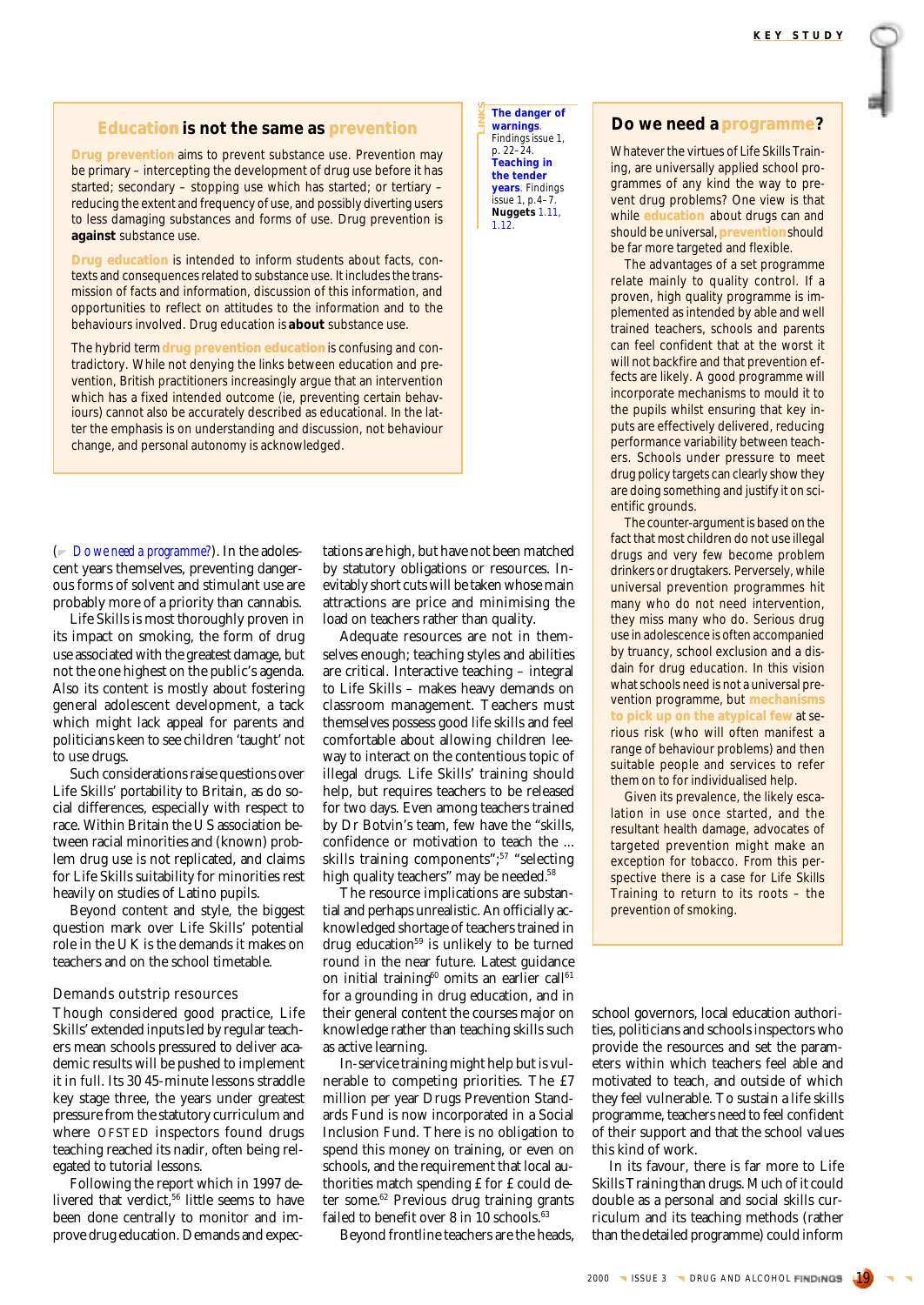## Education is not the same as prevention

**Drug prevention** aims to prevent substance use. Prevention may be primary – intercepting the development of drug use before it has started; secondary – stopping use which has started; or tertiary – reducing the extent and frequency of use, and possibly diverting users to less damaging substances and forms of use. Drug prevention is **against** substance use.

**Drug education** is intended to inform students about facts, contexts and consequences related to substance use. It includes the transmission of facts and information, discussion of this information, and opportunities to reflect on attitudes to the information and to the behaviours involved. Drug education is **about** substance use.

The hybrid term **drug prevention education** is confusing and contradictory. While not denying the links between education and prevention, British practitioners increasingly argue that an intervention which has a fixed intended outcome (ie, preventing certain behaviours) cannot also be accurately described as educational. In the latter the emphasis is on understanding and discussion, not behaviour change, and personal autonomy is acknowledged.

LINKS

**The danger of warnings**. Findings issue 1, p. 22–24.
**Teaching in the tender years**. Findings issue 1, p. 4–7.
**Nuggets** 1.11, 1.12.

## Do we need a programme?

Whatever the virtues of Life Skills Training, are universally applied school programmes of any kind the way to prevent drug problems? One view is that while **education** about drugs can and should be universal, **prevention** should be far more targeted and flexible.

The advantages of a set programme relate mainly to quality control. If a proven, high quality programme is implemented as intended by able and well trained teachers, schools and parents can feel confident that at the worst it will not backfire and that prevention effects are likely. A good programme will incorporate mechanisms to mould it to the pupils whilst ensuring that key inputs are effectively delivered, reducing performance variability between teachers. Schools under pressure to meet drug policy targets can clearly show they are doing something and justify it on scientific grounds.

The counter-argument is based on the fact that most children do not use illegal drugs and very few become problem drinkers or drugtakers. Perversely, while universal prevention programmes hit many who do not need intervention, they miss many who do. Serious drug use in adolescence is often accompanied by truancy, school exclusion and a disdain for drug education. In this vision what schools need is not a universal prevention programme, but **mechanisms to pick up on the atypical few** at serious risk (who will often manifest a range of behaviour problems) and then suitable people and services to refer them on to for individualised help.

Given its prevalence, the likely escalation in use once started, and the resultant health damage, advocates of targeted prevention might make an exception for tobacco. From this perspective there is a case for Life Skills Training to return to its roots – the prevention of smoking.

(Do we need a programme?). In the adolescent years themselves, preventing dangerous forms of solvent and stimulant use are probably more of a priority than cannabis.

Life Skills is most thoroughly proven in its impact on smoking, the form of drug use associated with the greatest damage, but not the one highest on the public's agenda. Also its content is mostly about fostering general adolescent development, a tack which might lack appeal for parents and politicians keen to see children 'taught' not to use drugs.

Such considerations raise questions over Life Skills' portability to Britain, as do social differences, especially with respect to race. Within Britain the US association between racial minorities and (known) problem drug use is not replicated, and claims for Life Skills suitability for minorities rest heavily on studies of Latino pupils.

Beyond content and style, the biggest question mark over Life Skills' potential role in the UK is the demands it makes on teachers and on the school timetable.

### Demands outstrip resources

Though considered good practice, Life Skills' extended inputs led by regular teachers mean schools pressured to deliver academic results will be pushed to implement it in full. Its 30 45-minute lessons straddle key stage three, the years under greatest pressure from the statutory curriculum and where OFSTED inspectors found drugs teaching reached its nadir, often being relegated to tutorial lessons.

Following the report which in 1997 delivered that verdict,[56] little seems to have been done centrally to monitor and improve drug education. Demands and expectations are high, but have not been matched by statutory obligations or resources. Inevitably short cuts will be taken whose main attractions are price and minimising the load on teachers rather than quality.

Adequate resources are not in themselves enough; teaching styles and abilities are critical. Interactive teaching – integral to Life Skills – makes heavy demands on classroom management. Teachers must themselves possess good life skills and feel comfortable about allowing children leeway to interact on the contentious topic of illegal drugs. Life Skills' training should help, but requires teachers to be released for two days. Even among teachers trained by Dr Botvin's team, few have the "skills, confidence or motivation to teach the ... skills training components";[57] "selecting high quality teachers" may be needed.[58]

The resource implications are substantial and perhaps unrealistic. An officially acknowledged shortage of teachers trained in drug education[59] is unlikely to be turned round in the near future. Latest guidance on initial training[60] omits an earlier call[61] for a grounding in drug education, and in their general content the courses major on knowledge rather than teaching skills such as active learning.

In-service training might help but is vulnerable to competing priorities. The £7 million per year Drugs Prevention Standards Fund is now incorporated in a Social Inclusion Fund. There is no obligation to spend this money on training, or even on schools, and the requirement that local authorities match spending £ for £ could deter some.[62] Previous drug training grants failed to benefit over 8 in 10 schools.[63]

Beyond frontline teachers are the heads, school governors, local education authorities, politicians and schools inspectors who provide the resources and set the parameters within which teachers feel able and motivated to teach, and outside of which they feel vulnerable. To sustain a life skills programme, teachers need to feel confident of their support and that the school values this kind of work.

In its favour, there is far more to Life Skills Training than drugs. Much of it could double as a personal and social skills curriculum and its teaching methods (rather than the detailed programme) could inform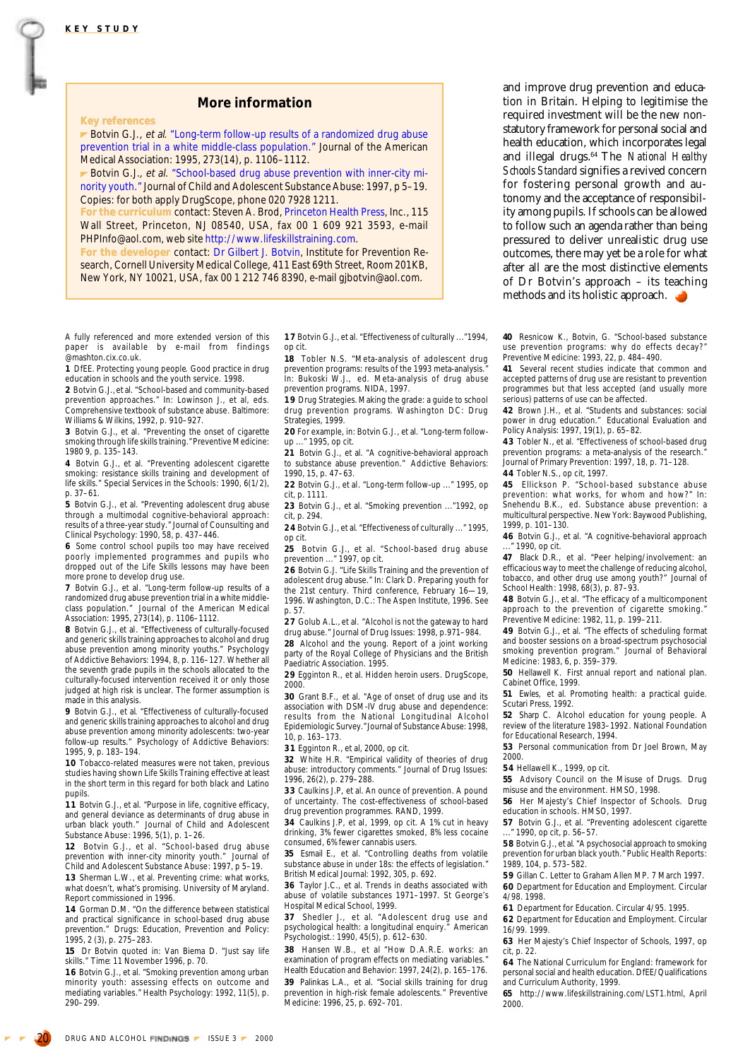## More information

**Key references**

Botvin G.J., *et al.* "Long-term follow-up results of a randomized drug abuse prevention trial in a white middle-class population." Journal of the American Medical Association: 1995, 273(14), p. 1106–1112.

Botvin G.J., *et al.* "School-based drug abuse prevention with inner-city minority youth." Journal of Child and Adolescent Substance Abuse: 1997, p 5–19.

Copies: for both apply DrugScope, phone 020 7928 1211.

**For the curriculum** contact: Steven A. Brod, Princeton Health Press, Inc., 115 Wall Street, Princeton, NJ 08540, USA, fax 00 1 609 921 3593, e-mail PHPInfo@aol.com, web site http://www.lifeskillstraining.com.

**For the developer** contact: Dr Gilbert J. Botvin, Institute for Prevention Research, Cornell University Medical College, 411 East 69th Street, Room 201KB, New York, NY 10021, USA, fax 00 1 212 746 8390, e-mail gjbotvin@aol.com.

and improve drug prevention and education in Britain. Helping to legitimise the required investment will be the new non-statutory framework for personal social and health education, which incorporates legal and illegal drugs.[64] The *National Healthy Schools Standard* signifies a revived concern for fostering personal growth and autonomy and the acceptance of responsibility among pupils. If schools can be allowed to follow such an agenda rather than being pressured to deliver unrealistic drug use outcomes, there may yet be a role for what after all are the most distinctive elements of Dr Botvin's approach – its teaching methods and its holistic approach.

---

A fully referenced and more extended version of this paper is available by e-mail from findings @mashton.cix.co.uk.

**1** DfEE. Protecting young people. Good practice in drug education in schools and the youth service. 1998.

**2** Botvin G.J., et al. "School-based and community-based prevention approaches." In: Lowinson J., et al, eds. Comprehensive textbook of substance abuse. Baltimore: Williams & Wilkins, 1992, p. 910–927.

**3** Botvin G.J., et al. "Preventing the onset of cigarette smoking through life skills training." Preventive Medicine: 1980 9, p. 135–143.

**4** Botvin G.J., et al. "Preventing adolescent cigarette smoking: resistance skills training and development of life skills." Special Services in the Schools: 1990, 6(1/2), p. 37–61.

**5** Botvin G.J., et al. "Preventing adolescent drug abuse through a multimodal cognitive-behavioral approach: results of a three-year study." Journal of Counsulting and Clinical Psychology: 1990, 58, p. 437–446.

**6** Some control school pupils too may have received poorly implemented programmes and pupils who dropped out of the Life Skills lessons may have been more prone to develop drug use.

**7** Botvin G.J., et al. "Long-term follow-up results of a randomized drug abuse prevention trial in a white middle-class population." Journal of the American Medical Association: 1995, 273(14), p. 1106–1112.

**8** Botvin G.J., et al. "Effectiveness of culturally-focused and generic skills training approaches to alcohol and drug abuse prevention among minority youths." Psychology of Addictive Behaviors: 1994, 8, p. 116–127. Whether all the seventh grade pupils in the schools allocated to the culturally-focused intervention received it or only those judged at high risk is unclear. The former assumption is made in this analysis.

**9** Botvin G.J., et al. "Effectiveness of culturally-focused and generic skills training approaches to alcohol and drug abuse prevention among minority adolescents: two-year follow-up results." Psychology of Addictive Behaviors: 1995, 9, p. 183–194.

**10** Tobacco-related measures were not taken, previous studies having shown Life Skills Training effective at least in the short term in this regard for both black and Latino pupils.

**11** Botvin G.J., et al. "Purpose in life, cognitive efficacy, and general deviance as determinants of drug abuse in urban black youth." Journal of Child and Adolescent Substance Abuse: 1996, 5(1), p. 1–26.

**12** Botvin G.J., et al. "School-based drug abuse prevention with inner-city minority youth." Journal of Child and Adolescent Substance Abuse: 1997, p 5–19.

**13** Sherman L.W., et al. Preventing crime: what works, what doesn't, what's promising. University of Maryland. Report commissioned in 1996.

**14** Gorman D.M. "On the difference between statistical and practical significance in school-based drug abuse prevention." Drugs: Education, Prevention and Policy: 1995, 2 (3), p. 275–283.

**15** Dr Botvin quoted in: Van Biema D. "Just say life skills." Time: 11 November 1996, p. 70.

**16** Botvin G.J., et al. "Smoking prevention among urban minority youth: assessing effects on outcome and mediating variables." Health Psychology: 1992, 11(5), p. 290–299.

**17** Botvin G.J., et al. "Effectiveness of culturally ..."1994, op cit.

**18** Tobler N.S. "Meta-analysis of adolescent drug prevention programs: results of the 1993 meta-analysis." In: Bukoski W.J., ed. Meta-analysis of drug abuse prevention programs. NIDA, 1997.

**19** Drug Strategies. Making the grade: a guide to school drug prevention programs. Washington DC: Drug Strategies, 1999.

**20** For example, in: Botvin G.J., et al. "Long-term follow-up ..." 1995, op cit.

**21** Botvin G.J., et al. "A cognitive-behavioral approach to substance abuse prevention." Addictive Behaviors: 1990, 15, p. 47–63.

**22** Botvin G.J., et al. "Long-term follow-up ..." 1995, op cit, p. 1111.

**23** Botvin G.J., et al. "Smoking prevention ..."1992, op cit, p. 294.

**24** Botvin G.J., et al. "Effectiveness of culturally ..." 1995, op cit.

**25** Botvin G.J., et al. "School-based drug abuse prevention ..." 1997, op cit.

**26** Botvin G.J. "Life Skills Training and the prevention of adolescent drug abuse." In: Clark D. Preparing youth for the 21st century. Third conference, February 16—19, 1996. Washington, D.C.: The Aspen Institute, 1996. See p. 57.

**27** Golub A.L., et al. "Alcohol is not the gateway to hard drug abuse." Journal of Drug Issues: 1998, p.971–984.

**28** Alcohol and the young. Report of a joint working party of the Royal College of Physicians and the British Paediatric Association. 1995.

**29** Egginton R., et al. Hidden heroin users. DrugScope, 2000.

**30** Grant B.F., et al. "Age of onset of drug use and its association with DSM-IV drug abuse and dependence: results from the National Longitudinal Alcohol Epidemiologic Survey." Journal of Substance Abuse: 1998, 10, p. 163–173.

**31** Egginton R., et al, 2000, op cit.

**32** White H.R. "Empirical validity of theories of drug abuse: introductory comments." Journal of Drug Issues: 1996, 26(2), p. 279–288.

**33** Caulkins J.P, et al. An ounce of prevention. A pound of uncertainty. The cost-effectiveness of school-based drug prevention programmes. RAND, 1999.

**34** Caulkins J.P, et al, 1999, op cit. A 1% cut in heavy drinking, 3% fewer cigarettes smoked, 8% less cocaine consumed, 6% fewer cannabis users.

**35** Esmail E., et al. "Controlling deaths from volatile substance abuse in under 18s: the effects of legislation." British Medical Journal: 1992, 305, p. 692.

**36** Taylor J.C., et al. Trends in deaths associated with abuse of volatile substances 1971–1997. St George's Hospital Medical School, 1999.

**37** Shedler J., et al. "Adolescent drug use and psychological health: a longitudinal enquiry." American Psychologist.: 1990, 45(5), p. 612–630.

**38** Hansen W.B., et al "How D.A.R.E. works: an examination of program effects on mediating variables." Health Education and Behavior: 1997, 24(2), p. 165–176.

**39** Palinkas L.A., et al. "Social skills training for drug prevention in high-risk female adolescents." Preventive Medicine: 1996, 25, p. 692–701.

**40** Resnicow K., Botvin, G. "School-based substance use prevention programs: why do effects decay?" Preventive Medicine: 1993, 22, p. 484–490.

**41** Several recent studies indicate that common and accepted patterns of drug use are resistant to prevention programmes but that less accepted (and usually more serious) patterns of use can be affected.

**42** Brown J.H., et al. "Students and substances: social power in drug education." Educational Evaluation and Policy Analysis: 1997, 19(1), p. 65–82.

**43** Tobler N., et al. "Effectiveness of school-based drug prevention programs: a meta-analysis of the research." Journal of Primary Prevention: 1997, 18, p. 71–128.

**44** Tobler N.S., op cit, 1997.

**45** Ellickson P. "School-based substance abuse prevention: what works, for whom and how?" In: Snehendu B.K., ed. Substance abuse prevention: a multicultural perspective. New York: Baywood Publishing, 1999, p. 101–130.

**46** Botvin G.J., et al. "A cognitive-behavioral approach ..." 1990, op cit.

**47** Black D.R., et al. "Peer helping/involvement: an efficacious way to meet the challenge of reducing alcohol, tobacco, and other drug use among youth?" Journal of School Health: 1998, 68(3), p. 87–93.

**48** Botvin G.J., et al. "The efficacy of a multicomponent approach to the prevention of cigarette smoking." Preventive Medicine: 1982, 11, p. 199–211.

**49** Botvin G.J., et al. "The effects of scheduling format and booster sessions on a broad-spectrum psychosocial smoking prevention program." Journal of Behavioral Medicine: 1983, 6, p. 359–379.

**50** Hellawell K. First annual report and national plan. Cabinet Office, 1999.

**51** Ewles, et al. Promoting health: a practical guide. Scutari Press, 1992.

**52** Sharp C. Alcohol education for young people. A review of the literature 1983–1992. National Foundation for Educational Research, 1994.

**53** Personal communication from Dr Joel Brown, May 2000.

**54** Hellawell K., 1999, op cit.

**55** Advisory Council on the Misuse of Drugs. Drug misuse and the environment. HMSO, 1998.

**56** Her Majesty's Chief Inspector of Schools. Drug education in schools. HMSO, 1997.

**57** Botvin G.J., et al. "Preventing adolescent cigarette ..." 1990, op cit, p. 56–57.

**58** Botvin G.J., et al. "A psychosocial approach to smoking prevention for urban black youth." Public Health Reports: 1989, 104, p. 573–582.

**59** Gillan C. Letter to Graham Allen MP. 7 March 1997.

**60** Department for Education and Employment. Circular 4/98. 1998.

**61** Department for Education. Circular 4/95. 1995.

**62** Department for Education and Employment. Circular 16/99. 1999.

**63** Her Majesty's Chief Inspector of Schools, 1997, op cit, p. 22.

**64** The National Curriculum for England: framework for personal social and health education. DfEE/Qualifications and Curriculum Authority, 1999.

**65** http://www.lifeskillstraining.com/LST1.html, April 2000.